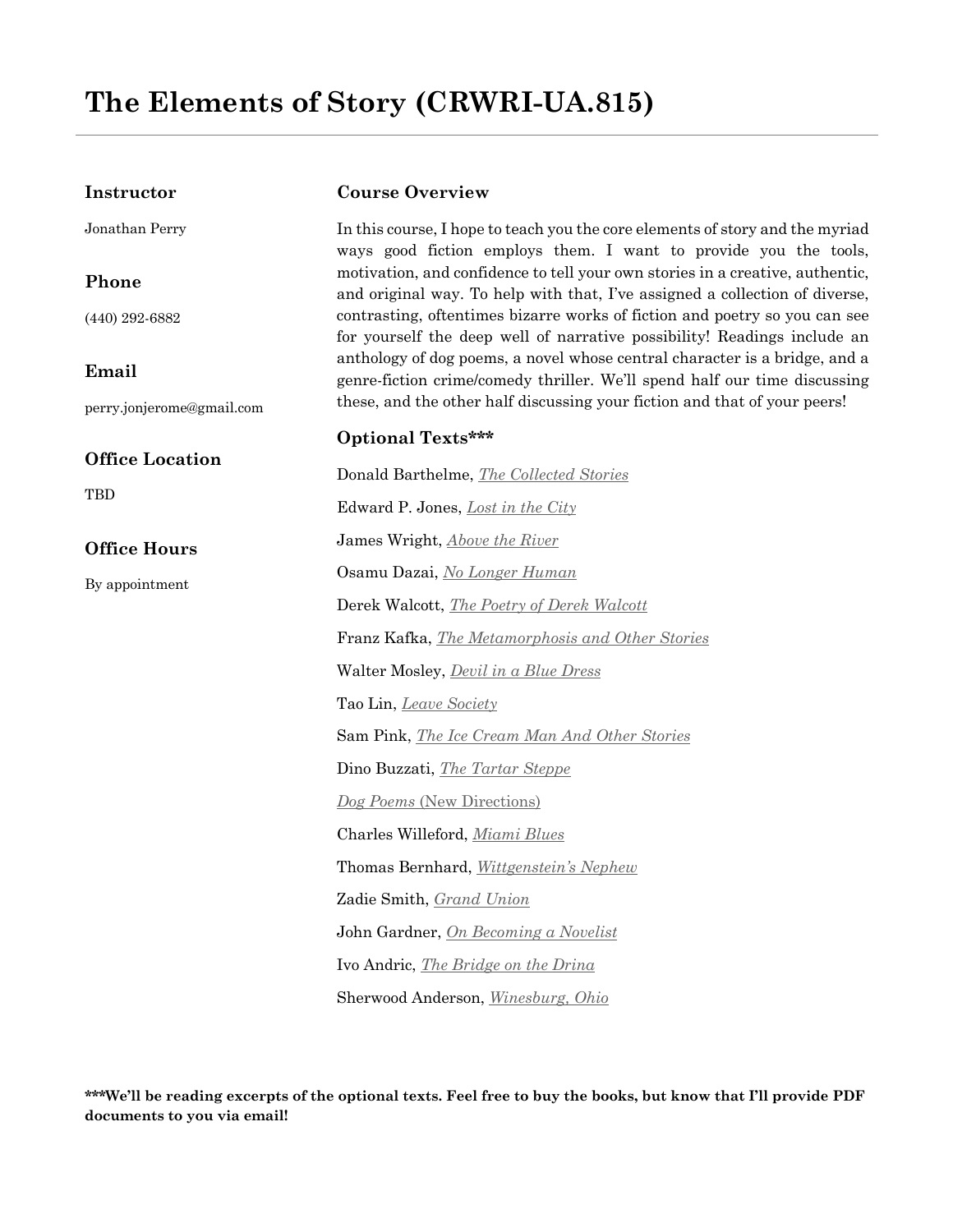# The Elements of Story (CRWRI-UA.815)

### Instructor

Jonathan Perry

### Phone

(440) 292-6882

### Email

perry.jonjerome@gmail.com

### Office Location

TBD

### Office Hours

By appointment

### Course Overview

In this course, I hope to teach you the core elements of story and the myriad ways good fiction employs them. I want to provide you the tools, motivation, and confidence to tell your own stories in a creative, authentic, and original way. To help with that, I've assigned a collection of diverse, contrasting, oftentimes bizarre works of fiction and poetry so you can see for yourself the deep well of narrative possibility! Readings include an anthology of dog poems, a novel whose central character is a bridge, and a genre-fiction crime/comedy thriller. We'll spend half our time discussing these, and the other half discussing your fiction and that of your peers!

### Optional Texts***

Donald Barthelme, *The Collected Stories*

Edward P. Jones, *Lost in the City*

James Wright, *Above the River*

Osamu Dazai, *No Longer Human*

Derek Walcott, *The Poetry of Derek Walcott*

Franz Kafka, *The Metamorphosis and Other Stories*

Walter Mosley, *Devil in a Blue Dress*

Tao Lin, *Leave Society*

Sam Pink, *The Ice Cream Man And Other Stories*

Dino Buzzati, *The Tartar Steppe*

*Dog Poems* (New Directions)

Charles Willeford, *Miami Blues*

Thomas Bernhard, *Wittgenstein's Nephew*

Zadie Smith, *Grand Union*

John Gardner, *On Becoming a Novelist*

Ivo Andric, *The Bridge on the Drina*

Sherwood Anderson, *Winesburg, Ohio*

**\*\*\*We'll be reading excerpts of the optional texts. Feel free to buy the books, but know that I'll provide PDF documents to you via email!**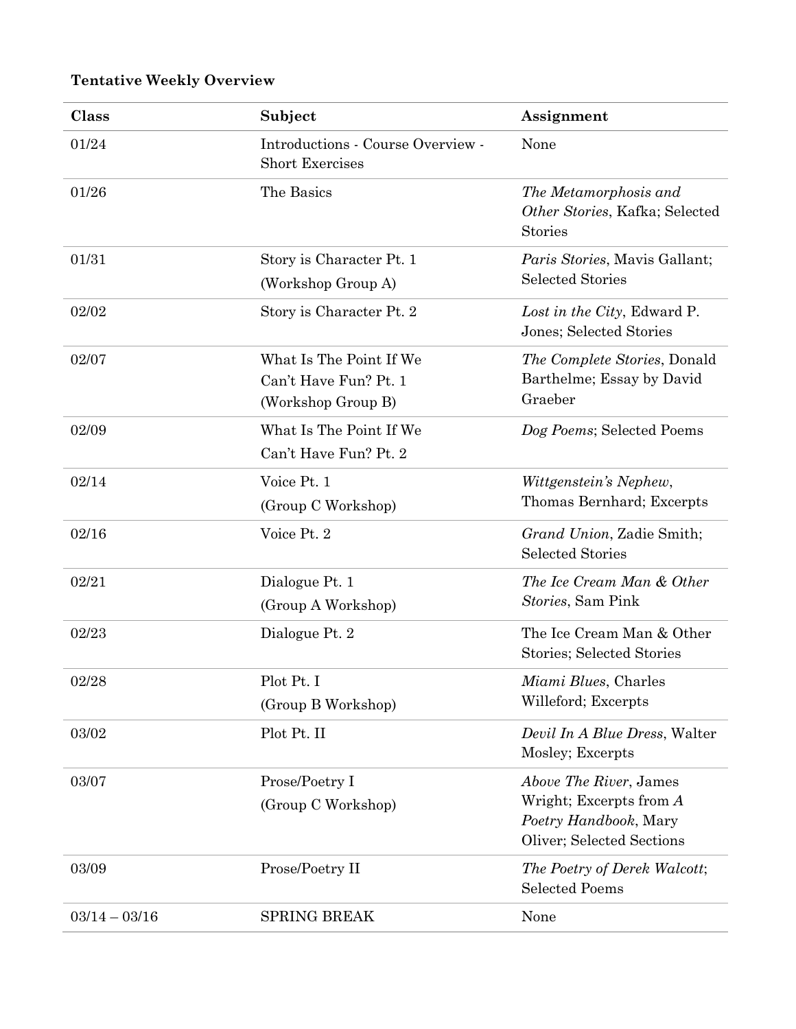**Tentative Weekly Overview**

| Class | Subject | Assignment |
|---|---|---|
| 01/24 | Introductions - Course Overview - Short Exercises | None |
| 01/26 | The Basics | *The Metamorphosis and Other Stories*, Kafka; Selected Stories |
| 01/31 | Story is Character Pt. 1 (Workshop Group A) | *Paris Stories*, Mavis Gallant; Selected Stories |
| 02/02 | Story is Character Pt. 2 | *Lost in the City*, Edward P. Jones; Selected Stories |
| 02/07 | What Is The Point If We Can't Have Fun? Pt. 1 (Workshop Group B) | *The Complete Stories*, Donald Barthelme; Essay by David Graeber |
| 02/09 | What Is The Point If We Can't Have Fun? Pt. 2 | *Dog Poems*; Selected Poems |
| 02/14 | Voice Pt. 1 (Group C Workshop) | *Wittgenstein's Nephew*, Thomas Bernhard; Excerpts |
| 02/16 | Voice Pt. 2 | *Grand Union*, Zadie Smith; Selected Stories |
| 02/21 | Dialogue Pt. 1 (Group A Workshop) | *The Ice Cream Man & Other Stories*, Sam Pink |
| 02/23 | Dialogue Pt. 2 | The Ice Cream Man & Other Stories; Selected Stories |
| 02/28 | Plot Pt. I (Group B Workshop) | *Miami Blues*, Charles Willeford; Excerpts |
| 03/02 | Plot Pt. II | *Devil In A Blue Dress*, Walter Mosley; Excerpts |
| 03/07 | Prose/Poetry I (Group C Workshop) | *Above The River*, James Wright; Excerpts from *A Poetry Handbook*, Mary Oliver; Selected Sections |
| 03/09 | Prose/Poetry II | *The Poetry of Derek Walcott*; Selected Poems |
| 03/14 – 03/16 | SPRING BREAK | None |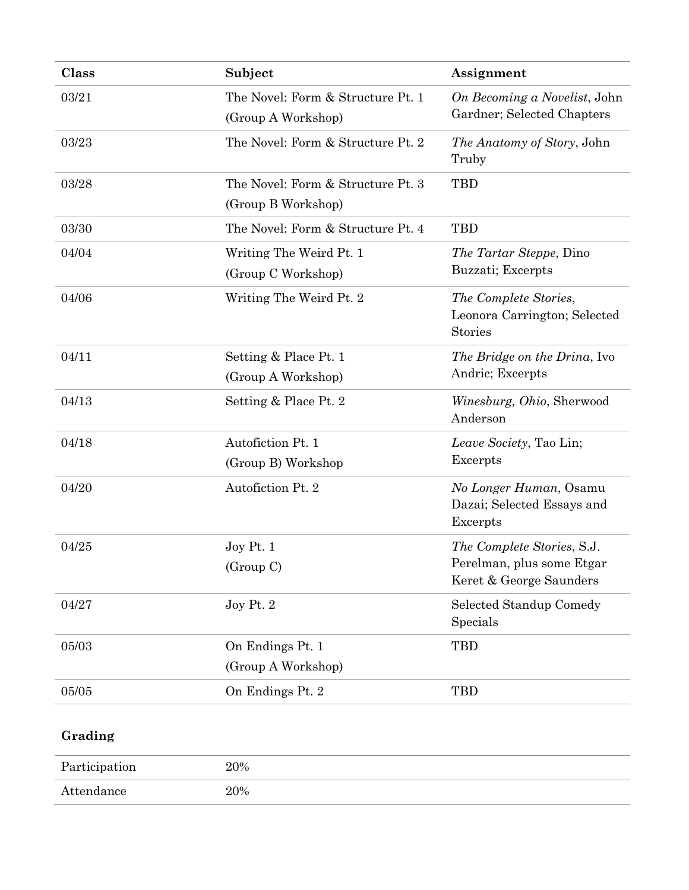| Class | Subject | Assignment |
|---|---|---|
| 03/21 | The Novel: Form & Structure Pt. 1 (Group A Workshop) | *On Becoming a Novelist*, John Gardner; Selected Chapters |
| 03/23 | The Novel: Form & Structure Pt. 2 | *The Anatomy of Story*, John Truby |
| 03/28 | The Novel: Form & Structure Pt. 3 (Group B Workshop) | TBD |
| 03/30 | The Novel: Form & Structure Pt. 4 | TBD |
| 04/04 | Writing The Weird Pt. 1 (Group C Workshop) | *The Tartar Steppe*, Dino Buzzati; Excerpts |
| 04/06 | Writing The Weird Pt. 2 | *The Complete Stories*, Leonora Carrington; Selected Stories |
| 04/11 | Setting & Place Pt. 1 (Group A Workshop) | *The Bridge on the Drina*, Ivo Andric; Excerpts |
| 04/13 | Setting & Place Pt. 2 | *Winesburg, Ohio*, Sherwood Anderson |
| 04/18 | Autofiction Pt. 1 (Group B) Workshop | *Leave Society*, Tao Lin; Excerpts |
| 04/20 | Autofiction Pt. 2 | *No Longer Human*, Osamu Dazai; Selected Essays and Excerpts |
| 04/25 | Joy Pt. 1 (Group C) | *The Complete Stories*, S.J. Perelman, plus some Etgar Keret & George Saunders |
| 04/27 | Joy Pt. 2 | Selected Standup Comedy Specials |
| 05/03 | On Endings Pt. 1 (Group A Workshop) | TBD |
| 05/05 | On Endings Pt. 2 | TBD |

**Grading**

| | |
|---|---|
| Participation | 20% |
| Attendance | 20% |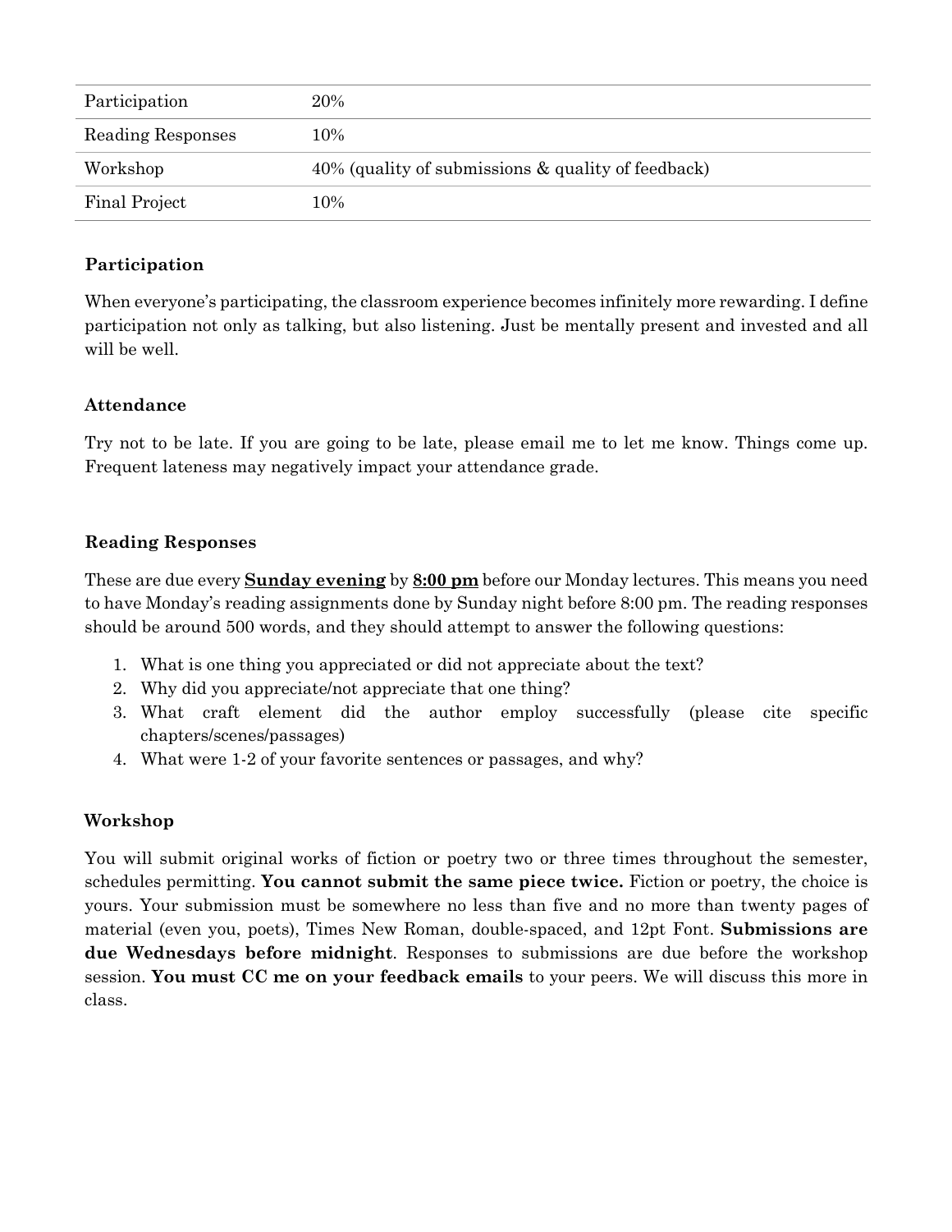| | |
|---|---|
| Participation | 20% |
| Reading Responses | 10% |
| Workshop | 40% (quality of submissions & quality of feedback) |
| Final Project | 10% |

### Participation

When everyone's participating, the classroom experience becomes infinitely more rewarding. I define participation not only as talking, but also listening. Just be mentally present and invested and all will be well.

### Attendance

Try not to be late. If you are going to be late, please email me to let me know. Things come up. Frequent lateness may negatively impact your attendance grade.

### Reading Responses

These are due every **Sunday evening** by **8:00 pm** before our Monday lectures. This means you need to have Monday's reading assignments done by Sunday night before 8:00 pm. The reading responses should be around 500 words, and they should attempt to answer the following questions:

1. What is one thing you appreciated or did not appreciate about the text?
2. Why did you appreciate/not appreciate that one thing?
3. What craft element did the author employ successfully (please cite specific chapters/scenes/passages)
4. What were 1-2 of your favorite sentences or passages, and why?

### Workshop

You will submit original works of fiction or poetry two or three times throughout the semester, schedules permitting. **You cannot submit the same piece twice.** Fiction or poetry, the choice is yours. Your submission must be somewhere no less than five and no more than twenty pages of material (even you, poets), Times New Roman, double-spaced, and 12pt Font. **Submissions are due Wednesdays before midnight**. Responses to submissions are due before the workshop session. **You must CC me on your feedback emails** to your peers. We will discuss this more in class.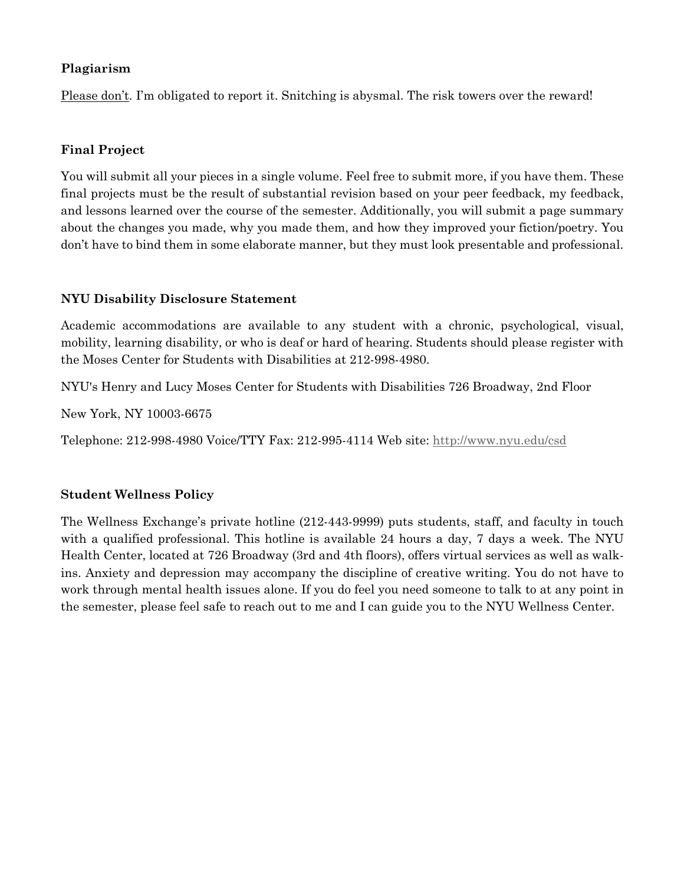**Plagiarism**

Please don't. I'm obligated to report it. Snitching is abysmal. The risk towers over the reward!

**Final Project**

You will submit all your pieces in a single volume. Feel free to submit more, if you have them. These final projects must be the result of substantial revision based on your peer feedback, my feedback, and lessons learned over the course of the semester. Additionally, you will submit a page summary about the changes you made, why you made them, and how they improved your fiction/poetry. You don't have to bind them in some elaborate manner, but they must look presentable and professional.

**NYU Disability Disclosure Statement**

Academic accommodations are available to any student with a chronic, psychological, visual, mobility, learning disability, or who is deaf or hard of hearing. Students should please register with the Moses Center for Students with Disabilities at 212-998-4980.

NYU's Henry and Lucy Moses Center for Students with Disabilities 726 Broadway, 2nd Floor

New York, NY 10003-6675

Telephone: 212-998-4980 Voice/TTY Fax: 212-995-4114 Web site: http://www.nyu.edu/csd

**Student Wellness Policy**

The Wellness Exchange's private hotline (212-443-9999) puts students, staff, and faculty in touch with a qualified professional. This hotline is available 24 hours a day, 7 days a week. The NYU Health Center, located at 726 Broadway (3rd and 4th floors), offers virtual services as well as walk-ins. Anxiety and depression may accompany the discipline of creative writing. You do not have to work through mental health issues alone. If you do feel you need someone to talk to at any point in the semester, please feel safe to reach out to me and I can guide you to the NYU Wellness Center.